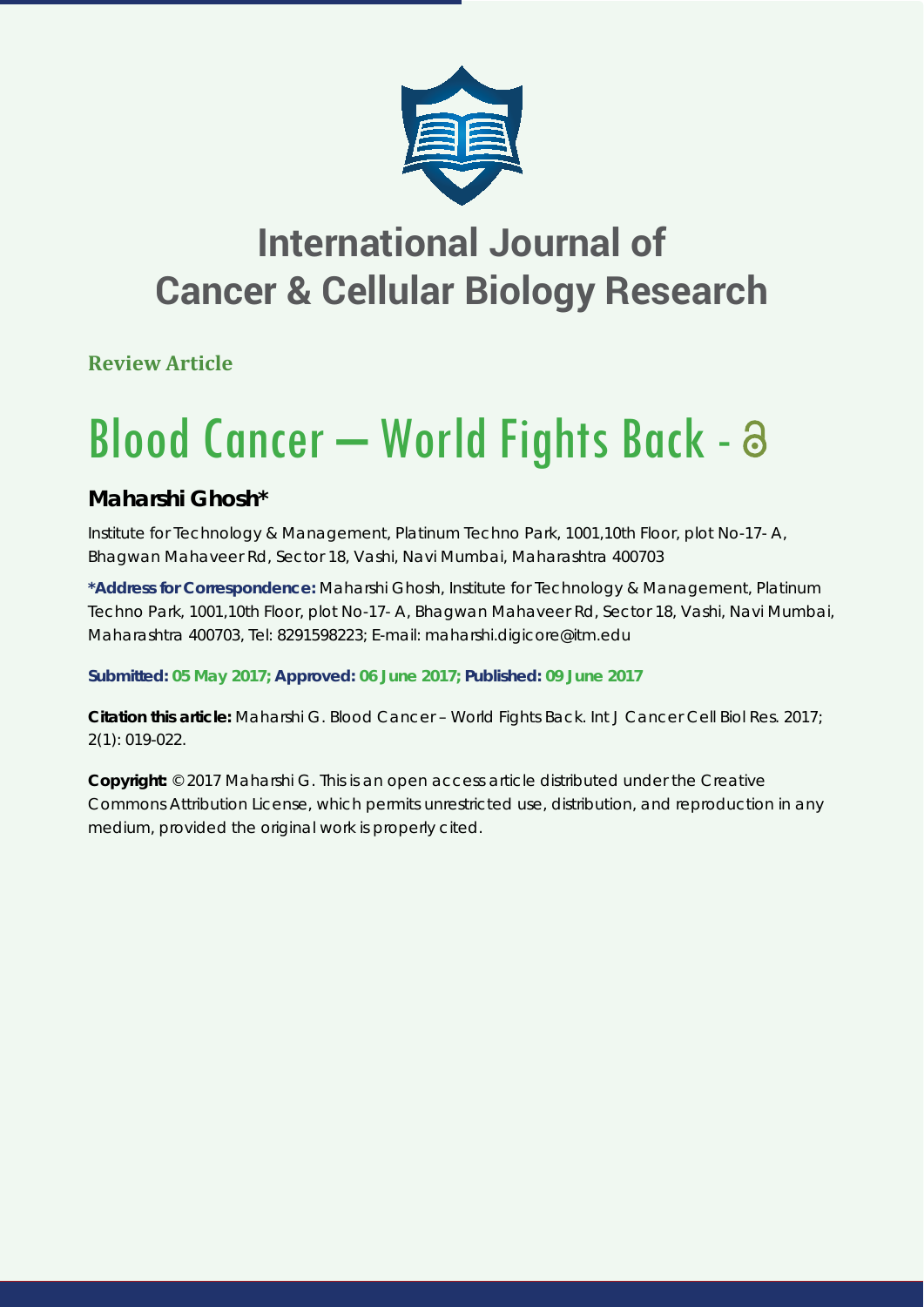# International Journal of Cancer & Cellular Biology Research

**Review Article**

# Blood Cancer – World Fights Back -

## Maharshi Ghosh*

Institute for Technology & Management, Platinum Techno Park, 1001,10th Floor, plot No-17- A, Bhagwan Mahaveer Rd, Sector 18, Vashi, Navi Mumbai, Maharashtra 400703

**\*Address for Correspondence:** Maharshi Ghosh, Institute for Technology & Management, Platinum Techno Park, 1001,10th Floor, plot No-17- A, Bhagwan Mahaveer Rd, Sector 18, Vashi, Navi Mumbai, Maharashtra 400703, Tel: 8291598223; E-mail: maharshi.digicore@itm.edu

**Submitted: 05 May 2017; Approved: 06 June 2017; Published: 09 June 2017**

**Citation this article:** Maharshi G. Blood Cancer – World Fights Back. Int J Cancer Cell Biol Res. 2017; 2(1): 019-022.

**Copyright:** © 2017 Maharshi G. This is an open access article distributed under the Creative Commons Attribution License, which permits unrestricted use, distribution, and reproduction in any medium, provided the original work is properly cited.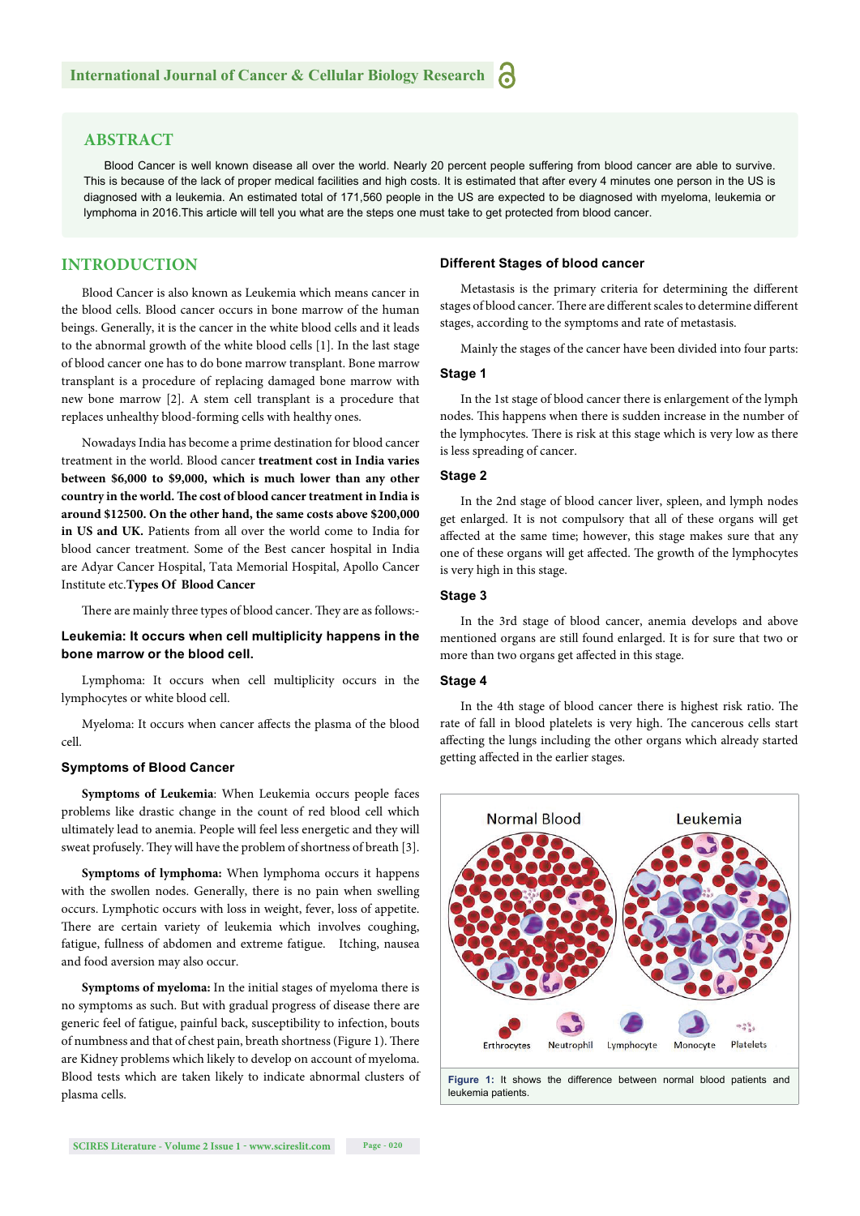## ABSTRACT

Blood Cancer is well known disease all over the world. Nearly 20 percent people suffering from blood cancer are able to survive. This is because of the lack of proper medical facilities and high costs. It is estimated that after every 4 minutes one person in the US is diagnosed with a leukemia. An estimated total of 171,560 people in the US are expected to be diagnosed with myeloma, leukemia or lymphoma in 2016.This article will tell you what are the steps one must take to get protected from blood cancer.

## INTRODUCTION

Blood Cancer is also known as Leukemia which means cancer in the blood cells. Blood cancer occurs in bone marrow of the human beings. Generally, it is the cancer in the white blood cells and it leads to the abnormal growth of the white blood cells [1]. In the last stage of blood cancer one has to do bone marrow transplant. Bone marrow transplant is a procedure of replacing damaged bone marrow with new bone marrow [2]. A stem cell transplant is a procedure that replaces unhealthy blood-forming cells with healthy ones.

Nowadays India has become a prime destination for blood cancer treatment in the world. Blood cancer **treatment cost in India varies between $6,000 to $9,000, which is much lower than any other country in the world. The cost of blood cancer treatment in India is around $12500. On the other hand, the same costs above $200,000 in US and UK.** Patients from all over the world come to India for blood cancer treatment. Some of the Best cancer hospital in India are Adyar Cancer Hospital, Tata Memorial Hospital, Apollo Cancer Institute etc.**Types Of Blood Cancer**

There are mainly three types of blood cancer. They are as follows:-

**Leukemia: It occurs when cell multiplicity happens in the bone marrow or the blood cell.**

Lymphoma: It occurs when cell multiplicity occurs in the lymphocytes or white blood cell.

Myeloma: It occurs when cancer affects the plasma of the blood cell.

### Symptoms of Blood Cancer

**Symptoms of Leukemia**: When Leukemia occurs people faces problems like drastic change in the count of red blood cell which ultimately lead to anemia. People will feel less energetic and they will sweat profusely. They will have the problem of shortness of breath [3].

**Symptoms of lymphoma:** When lymphoma occurs it happens with the swollen nodes. Generally, there is no pain when swelling occurs. Lymphotic occurs with loss in weight, fever, loss of appetite. There are certain variety of leukemia which involves coughing, fatigue, fullness of abdomen and extreme fatigue. Itching, nausea and food aversion may also occur.

**Symptoms of myeloma:** In the initial stages of myeloma there is no symptoms as such. But with gradual progress of disease there are generic feel of fatigue, painful back, susceptibility to infection, bouts of numbness and that of chest pain, breath shortness (Figure 1). There are Kidney problems which likely to develop on account of myeloma. Blood tests which are taken likely to indicate abnormal clusters of plasma cells.

### Different Stages of blood cancer

Metastasis is the primary criteria for determining the different stages of blood cancer. There are different scales to determine different stages, according to the symptoms and rate of metastasis.

Mainly the stages of the cancer have been divided into four parts:

### Stage 1

In the 1st stage of blood cancer there is enlargement of the lymph nodes. This happens when there is sudden increase in the number of the lymphocytes. There is risk at this stage which is very low as there is less spreading of cancer.

### Stage 2

In the 2nd stage of blood cancer liver, spleen, and lymph nodes get enlarged. It is not compulsory that all of these organs will get affected at the same time; however, this stage makes sure that any one of these organs will get affected. The growth of the lymphocytes is very high in this stage.

### Stage 3

In the 3rd stage of blood cancer, anemia develops and above mentioned organs are still found enlarged. It is for sure that two or more than two organs get affected in this stage.

### Stage 4

In the 4th stage of blood cancer there is highest risk ratio. The rate of fall in blood platelets is very high. The cancerous cells start affecting the lungs including the other organs which already started getting affected in the earlier stages.

**Figure 1:** It shows the difference between normal blood patients and leukemia patients.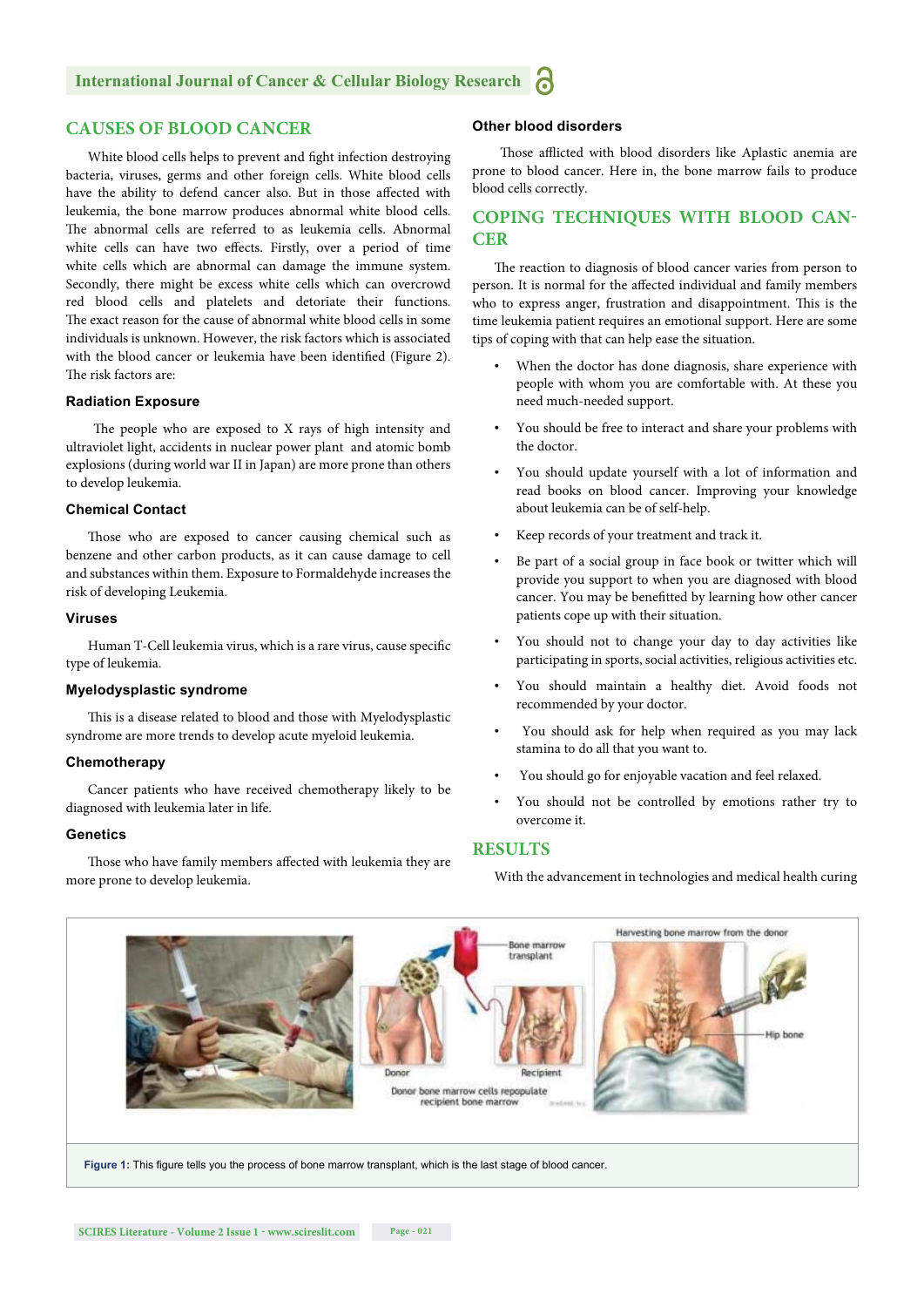## CAUSES OF BLOOD CANCER

White blood cells helps to prevent and fight infection destroying bacteria, viruses, germs and other foreign cells. White blood cells have the ability to defend cancer also. But in those affected with leukemia, the bone marrow produces abnormal white blood cells. The abnormal cells are referred to as leukemia cells. Abnormal white cells can have two effects. Firstly, over a period of time white cells which are abnormal can damage the immune system. Secondly, there might be excess white cells which can overcrowd red blood cells and platelets and detoriate their functions. The exact reason for the cause of abnormal white blood cells in some individuals is unknown. However, the risk factors which is associated with the blood cancer or leukemia have been identified (Figure 2). The risk factors are:

### Radiation Exposure

The people who are exposed to X rays of high intensity and ultraviolet light, accidents in nuclear power plant and atomic bomb explosions (during world war II in Japan) are more prone than others to develop leukemia.

### Chemical Contact

Those who are exposed to cancer causing chemical such as benzene and other carbon products, as it can cause damage to cell and substances within them. Exposure to Formaldehyde increases the risk of developing Leukemia.

### Viruses

Human T-Cell leukemia virus, which is a rare virus, cause specific type of leukemia.

### Myelodysplastic syndrome

This is a disease related to blood and those with Myelodysplastic syndrome are more trends to develop acute myeloid leukemia.

### Chemotherapy

Cancer patients who have received chemotherapy likely to be diagnosed with leukemia later in life.

### Genetics

Those who have family members affected with leukemia they are more prone to develop leukemia.

### Other blood disorders

Those afflicted with blood disorders like Aplastic anemia are prone to blood cancer. Here in, the bone marrow fails to produce blood cells correctly.

## COPING TECHNIQUES WITH BLOOD CANCER

The reaction to diagnosis of blood cancer varies from person to person. It is normal for the affected individual and family members who to express anger, frustration and disappointment. This is the time leukemia patient requires an emotional support. Here are some tips of coping with that can help ease the situation.

- When the doctor has done diagnosis, share experience with people with whom you are comfortable with. At these you need much-needed support.
- You should be free to interact and share your problems with the doctor.
- You should update yourself with a lot of information and read books on blood cancer. Improving your knowledge about leukemia can be of self-help.
- Keep records of your treatment and track it.
- Be part of a social group in face book or twitter which will provide you support to when you are diagnosed with blood cancer. You may be benefitted by learning how other cancer patients cope up with their situation.
- You should not to change your day to day activities like participating in sports, social activities, religious activities etc.
- You should maintain a healthy diet. Avoid foods not recommended by your doctor.
- You should ask for help when required as you may lack stamina to do all that you want to.
- You should go for enjoyable vacation and feel relaxed.
- You should not be controlled by emotions rather try to overcome it.

## RESULTS

With the advancement in technologies and medical health curing

**Figure 1:** This figure tells you the process of bone marrow transplant, which is the last stage of blood cancer.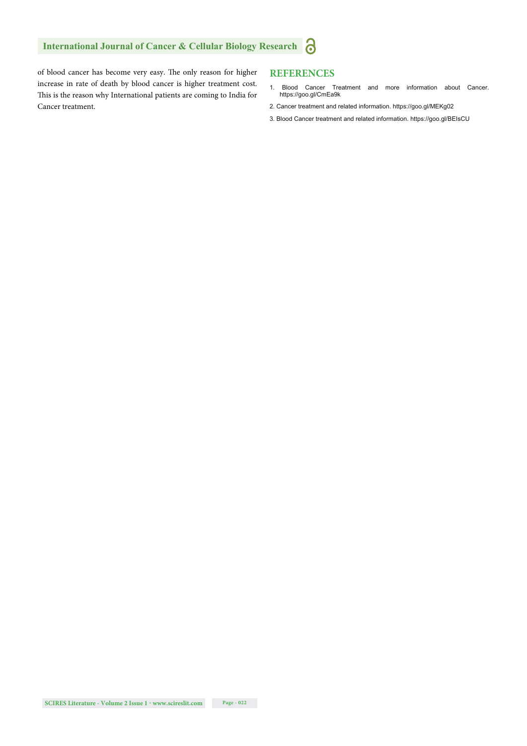of blood cancer has become very easy. The only reason for higher increase in rate of death by blood cancer is higher treatment cost. This is the reason why International patients are coming to India for Cancer treatment.

## REFERENCES

1. Blood Cancer Treatment and more information about Cancer. https://goo.gl/CmEa9k
2. Cancer treatment and related information. https://goo.gl/MEKg02
3. Blood Cancer treatment and related information. https://goo.gl/BEIsCU